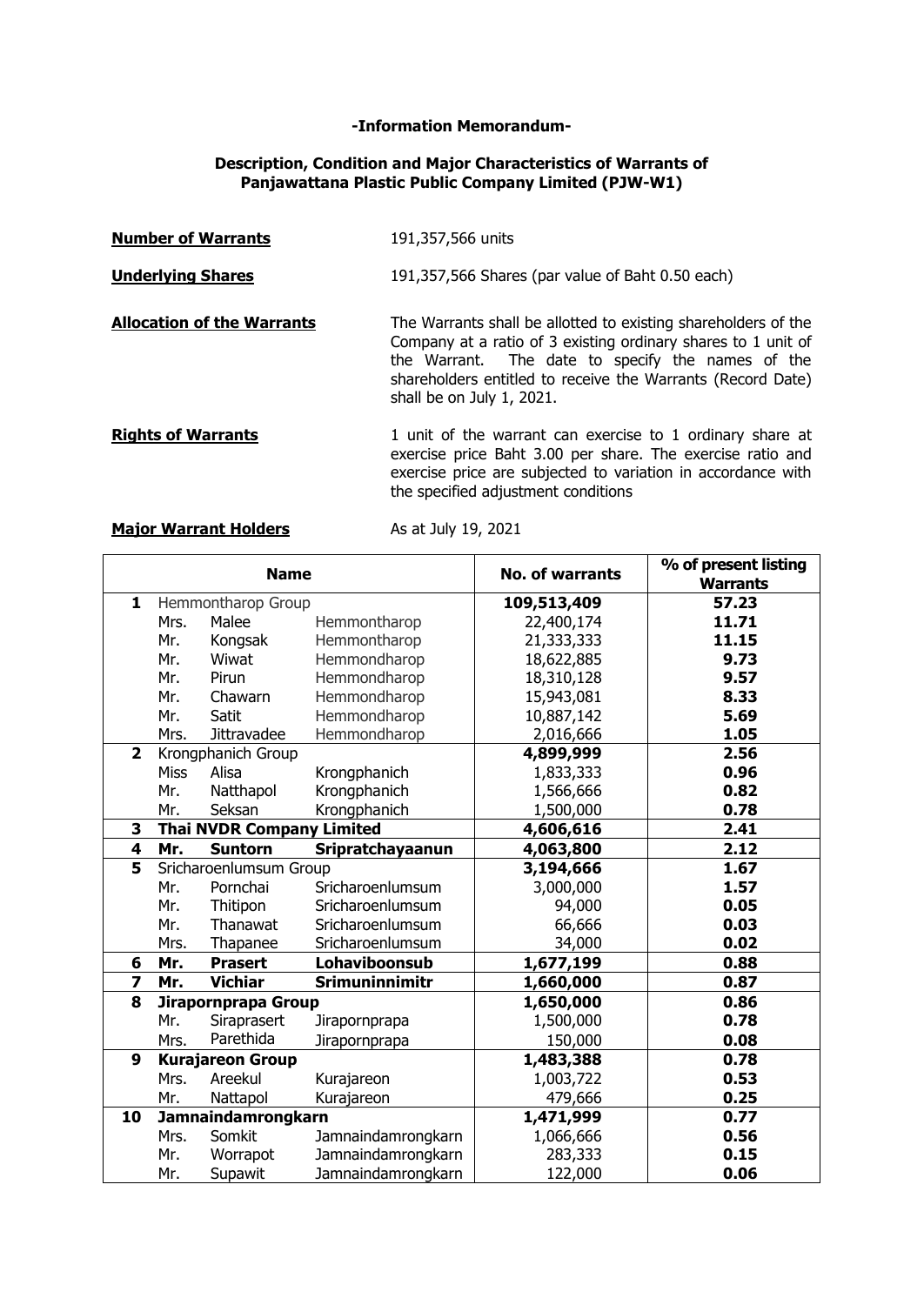**-Information Memorandum-**

**Description, Condition and Major Characteristics of Warrants of Panjawattana Plastic Public Company Limited (PJW-W1)**

**Number of Warrants** 191,357,566 units

**Underlying Shares** 191,357,566 Shares (par value of Baht 0.50 each)

**Allocation of the Warrants** The Warrants shall be allotted to existing shareholders of the Company at a ratio of 3 existing ordinary shares to 1 unit of the Warrant. The date to specify the names of the shareholders entitled to receive the Warrants (Record Date) shall be on July 1, 2021.

**Rights of Warrants** 1 unit of the warrant can exercise to 1 ordinary share at exercise price Baht 3.00 per share. The exercise ratio and exercise price are subjected to variation in accordance with the specified adjustment conditions

**Major Warrant Holders** As at July 19, 2021

| | Name | | | No. of warrants | % of present listing Warrants |
|---|---|---|---|---|---|
| **1** | Hemmontharop Group | | | **109,513,409** | **57.23** |
| | Mrs. | Malee | Hemmontharop | 22,400,174 | **11.71** |
| | Mr. | Kongsak | Hemmontharop | 21,333,333 | **11.15** |
| | Mr. | Wiwat | Hemmondharop | 18,622,885 | **9.73** |
| | Mr. | Pirun | Hemmondharop | 18,310,128 | **9.57** |
| | Mr. | Chawarn | Hemmondharop | 15,943,081 | **8.33** |
| | Mr. | Satit | Hemmondharop | 10,887,142 | **5.69** |
| | Mrs. | Jittravadee | Hemmondharop | 2,016,666 | **1.05** |
| **2** | Krongphanich Group | | | **4,899,999** | **2.56** |
| | Miss | Alisa | Krongphanich | 1,833,333 | **0.96** |
| | Mr. | Natthapol | Krongphanich | 1,566,666 | **0.82** |
| | Mr. | Seksan | Krongphanich | 1,500,000 | **0.78** |
| **3** | **Thai NVDR Company Limited** | | | **4,606,616** | **2.41** |
| **4** | **Mr.** | **Suntorn** | **Sripratchayaanun** | **4,063,800** | **2.12** |
| **5** | Sricharoenlumsum Group | | | **3,194,666** | **1.67** |
| | Mr. | Pornchai | Sricharoenlumsum | 3,000,000 | **1.57** |
| | Mr. | Thitipon | Sricharoenlumsum | 94,000 | **0.05** |
| | Mr. | Thanawat | Sricharoenlumsum | 66,666 | **0.03** |
| | Mrs. | Thapanee | Sricharoenlumsum | 34,000 | **0.02** |
| **6** | **Mr.** | **Prasert** | **Lohaviboonsub** | **1,677,199** | **0.88** |
| **7** | **Mr.** | **Vichiar** | **Srimuninnimitr** | **1,660,000** | **0.87** |
| **8** | **Jirapornprapa Group** | | | **1,650,000** | **0.86** |
| | Mr. | Siraprasert | Jirapornprapa | 1,500,000 | **0.78** |
| | Mrs. | Parethida | Jirapornprapa | 150,000 | **0.08** |
| **9** | **Kurajareon Group** | | | **1,483,388** | **0.78** |
| | Mrs. | Areekul | Kurajareon | 1,003,722 | **0.53** |
| | Mr. | Nattapol | Kurajareon | 479,666 | **0.25** |
| **10** | **Jamnaindamrongkarn** | | | **1,471,999** | **0.77** |
| | Mrs. | Somkit | Jamnaindamrongkarn | 1,066,666 | **0.56** |
| | Mr. | Worrapot | Jamnaindamrongkarn | 283,333 | **0.15** |
| | Mr. | Supawit | Jamnaindamrongkarn | 122,000 | **0.06** |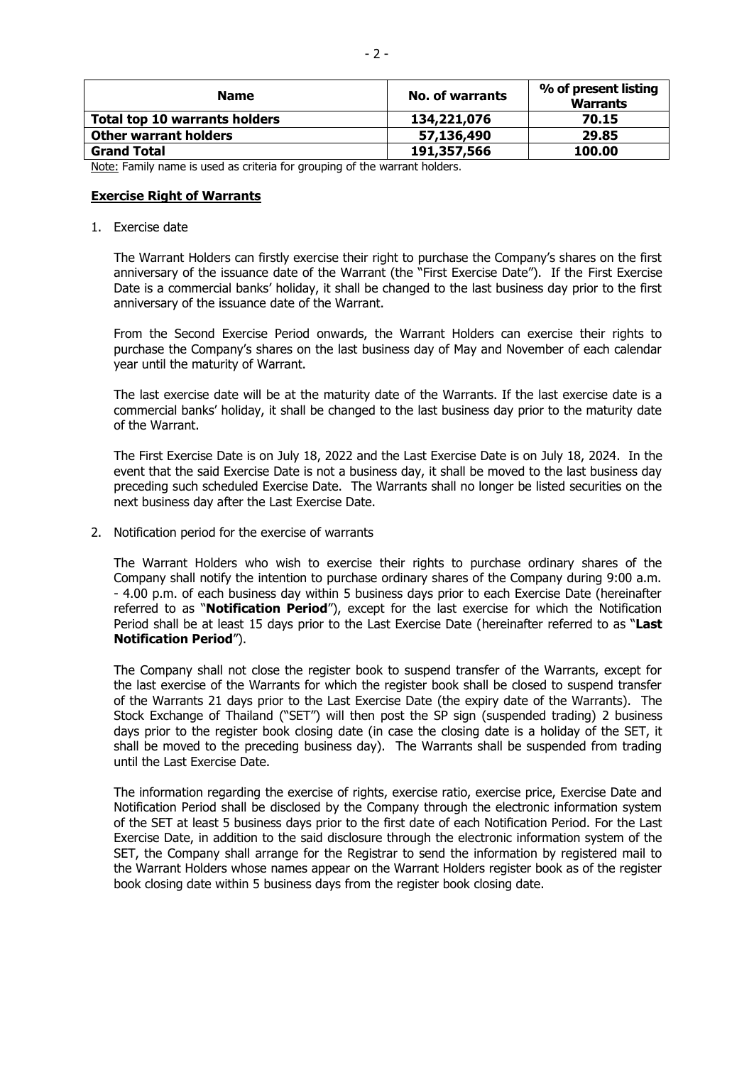| Name | No. of warrants | % of present listing Warrants |
|---|---|---|
| **Total top 10 warrants holders** | **134,221,076** | **70.15** |
| **Other warrant holders** | **57,136,490** | **29.85** |
| **Grand Total** | **191,357,566** | **100.00** |

Note: Family name is used as criteria for grouping of the warrant holders.

**Exercise Right of Warrants**

1. Exercise date

   The Warrant Holders can firstly exercise their right to purchase the Company's shares on the first anniversary of the issuance date of the Warrant (the "First Exercise Date"). If the First Exercise Date is a commercial banks' holiday, it shall be changed to the last business day prior to the first anniversary of the issuance date of the Warrant.

   From the Second Exercise Period onwards, the Warrant Holders can exercise their rights to purchase the Company's shares on the last business day of May and November of each calendar year until the maturity of Warrant.

   The last exercise date will be at the maturity date of the Warrants. If the last exercise date is a commercial banks' holiday, it shall be changed to the last business day prior to the maturity date of the Warrant.

   The First Exercise Date is on July 18, 2022 and the Last Exercise Date is on July 18, 2024. In the event that the said Exercise Date is not a business day, it shall be moved to the last business day preceding such scheduled Exercise Date. The Warrants shall no longer be listed securities on the next business day after the Last Exercise Date.

2. Notification period for the exercise of warrants

   The Warrant Holders who wish to exercise their rights to purchase ordinary shares of the Company shall notify the intention to purchase ordinary shares of the Company during 9:00 a.m. - 4.00 p.m. of each business day within 5 business days prior to each Exercise Date (hereinafter referred to as "**Notification Period**"), except for the last exercise for which the Notification Period shall be at least 15 days prior to the Last Exercise Date (hereinafter referred to as "**Last Notification Period**").

   The Company shall not close the register book to suspend transfer of the Warrants, except for the last exercise of the Warrants for which the register book shall be closed to suspend transfer of the Warrants 21 days prior to the Last Exercise Date (the expiry date of the Warrants). The Stock Exchange of Thailand ("SET") will then post the SP sign (suspended trading) 2 business days prior to the register book closing date (in case the closing date is a holiday of the SET, it shall be moved to the preceding business day). The Warrants shall be suspended from trading until the Last Exercise Date.

   The information regarding the exercise of rights, exercise ratio, exercise price, Exercise Date and Notification Period shall be disclosed by the Company through the electronic information system of the SET at least 5 business days prior to the first date of each Notification Period. For the Last Exercise Date, in addition to the said disclosure through the electronic information system of the SET, the Company shall arrange for the Registrar to send the information by registered mail to the Warrant Holders whose names appear on the Warrant Holders register book as of the register book closing date within 5 business days from the register book closing date.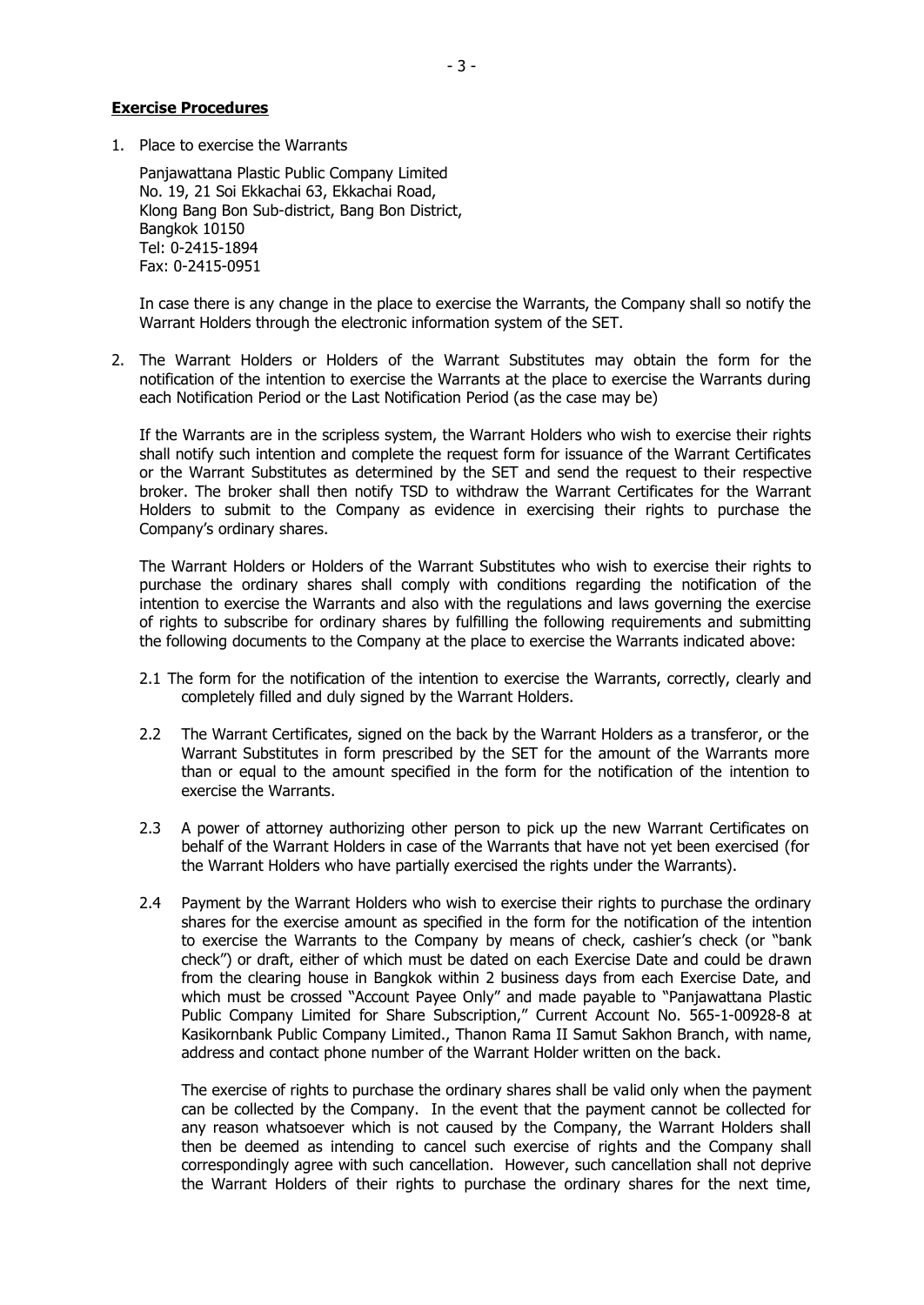**Exercise Procedures**

1. Place to exercise the Warrants

   Panjawattana Plastic Public Company Limited
   No. 19, 21 Soi Ekkachai 63, Ekkachai Road,
   Klong Bang Bon Sub-district, Bang Bon District,
   Bangkok 10150
   Tel: 0-2415-1894
   Fax: 0-2415-0951

   In case there is any change in the place to exercise the Warrants, the Company shall so notify the Warrant Holders through the electronic information system of the SET.

2. The Warrant Holders or Holders of the Warrant Substitutes may obtain the form for the notification of the intention to exercise the Warrants at the place to exercise the Warrants during each Notification Period or the Last Notification Period (as the case may be)

   If the Warrants are in the scripless system, the Warrant Holders who wish to exercise their rights shall notify such intention and complete the request form for issuance of the Warrant Certificates or the Warrant Substitutes as determined by the SET and send the request to their respective broker. The broker shall then notify TSD to withdraw the Warrant Certificates for the Warrant Holders to submit to the Company as evidence in exercising their rights to purchase the Company's ordinary shares.

   The Warrant Holders or Holders of the Warrant Substitutes who wish to exercise their rights to purchase the ordinary shares shall comply with conditions regarding the notification of the intention to exercise the Warrants and also with the regulations and laws governing the exercise of rights to subscribe for ordinary shares by fulfilling the following requirements and submitting the following documents to the Company at the place to exercise the Warrants indicated above:

   2.1 The form for the notification of the intention to exercise the Warrants, correctly, clearly and completely filled and duly signed by the Warrant Holders.

   2.2 The Warrant Certificates, signed on the back by the Warrant Holders as a transferor, or the Warrant Substitutes in form prescribed by the SET for the amount of the Warrants more than or equal to the amount specified in the form for the notification of the intention to exercise the Warrants.

   2.3 A power of attorney authorizing other person to pick up the new Warrant Certificates on behalf of the Warrant Holders in case of the Warrants that have not yet been exercised (for the Warrant Holders who have partially exercised the rights under the Warrants).

   2.4 Payment by the Warrant Holders who wish to exercise their rights to purchase the ordinary shares for the exercise amount as specified in the form for the notification of the intention to exercise the Warrants to the Company by means of check, cashier's check (or "bank check") or draft, either of which must be dated on each Exercise Date and could be drawn from the clearing house in Bangkok within 2 business days from each Exercise Date, and which must be crossed "Account Payee Only" and made payable to "Panjawattana Plastic Public Company Limited for Share Subscription," Current Account No. 565-1-00928-8 at Kasikornbank Public Company Limited., Thanon Rama II Samut Sakhon Branch, with name, address and contact phone number of the Warrant Holder written on the back.

   The exercise of rights to purchase the ordinary shares shall be valid only when the payment can be collected by the Company. In the event that the payment cannot be collected for any reason whatsoever which is not caused by the Company, the Warrant Holders shall then be deemed as intending to cancel such exercise of rights and the Company shall correspondingly agree with such cancellation. However, such cancellation shall not deprive the Warrant Holders of their rights to purchase the ordinary shares for the next time,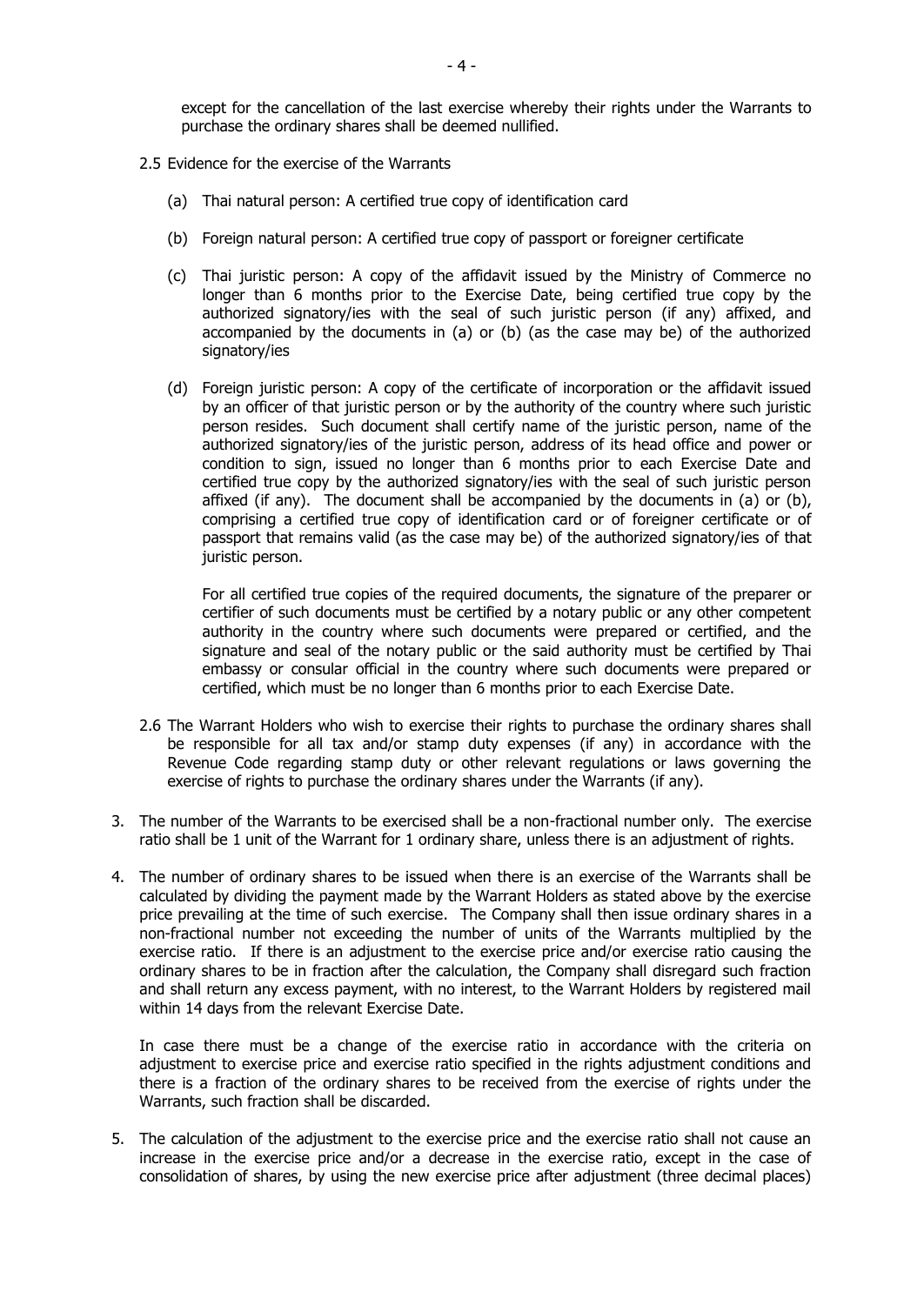except for the cancellation of the last exercise whereby their rights under the Warrants to purchase the ordinary shares shall be deemed nullified.

2.5 Evidence for the exercise of the Warrants

(a) Thai natural person: A certified true copy of identification card

(b) Foreign natural person: A certified true copy of passport or foreigner certificate

(c) Thai juristic person: A copy of the affidavit issued by the Ministry of Commerce no longer than 6 months prior to the Exercise Date, being certified true copy by the authorized signatory/ies with the seal of such juristic person (if any) affixed, and accompanied by the documents in (a) or (b) (as the case may be) of the authorized signatory/ies

(d) Foreign juristic person: A copy of the certificate of incorporation or the affidavit issued by an officer of that juristic person or by the authority of the country where such juristic person resides. Such document shall certify name of the juristic person, name of the authorized signatory/ies of the juristic person, address of its head office and power or condition to sign, issued no longer than 6 months prior to each Exercise Date and certified true copy by the authorized signatory/ies with the seal of such juristic person affixed (if any). The document shall be accompanied by the documents in (a) or (b), comprising a certified true copy of identification card or of foreigner certificate or of passport that remains valid (as the case may be) of the authorized signatory/ies of that juristic person.

For all certified true copies of the required documents, the signature of the preparer or certifier of such documents must be certified by a notary public or any other competent authority in the country where such documents were prepared or certified, and the signature and seal of the notary public or the said authority must be certified by Thai embassy or consular official in the country where such documents were prepared or certified, which must be no longer than 6 months prior to each Exercise Date.

2.6 The Warrant Holders who wish to exercise their rights to purchase the ordinary shares shall be responsible for all tax and/or stamp duty expenses (if any) in accordance with the Revenue Code regarding stamp duty or other relevant regulations or laws governing the exercise of rights to purchase the ordinary shares under the Warrants (if any).

3. The number of the Warrants to be exercised shall be a non-fractional number only. The exercise ratio shall be 1 unit of the Warrant for 1 ordinary share, unless there is an adjustment of rights.

4. The number of ordinary shares to be issued when there is an exercise of the Warrants shall be calculated by dividing the payment made by the Warrant Holders as stated above by the exercise price prevailing at the time of such exercise. The Company shall then issue ordinary shares in a non-fractional number not exceeding the number of units of the Warrants multiplied by the exercise ratio. If there is an adjustment to the exercise price and/or exercise ratio causing the ordinary shares to be in fraction after the calculation, the Company shall disregard such fraction and shall return any excess payment, with no interest, to the Warrant Holders by registered mail within 14 days from the relevant Exercise Date.

   In case there must be a change of the exercise ratio in accordance with the criteria on adjustment to exercise price and exercise ratio specified in the rights adjustment conditions and there is a fraction of the ordinary shares to be received from the exercise of rights under the Warrants, such fraction shall be discarded.

5. The calculation of the adjustment to the exercise price and the exercise ratio shall not cause an increase in the exercise price and/or a decrease in the exercise ratio, except in the case of consolidation of shares, by using the new exercise price after adjustment (three decimal places)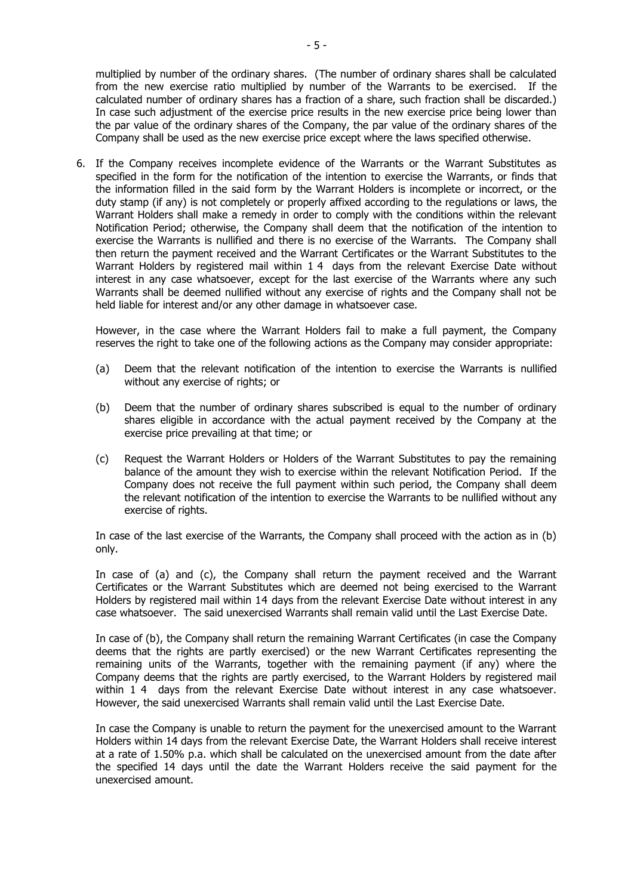multiplied by number of the ordinary shares. (The number of ordinary shares shall be calculated from the new exercise ratio multiplied by number of the Warrants to be exercised. If the calculated number of ordinary shares has a fraction of a share, such fraction shall be discarded.) In case such adjustment of the exercise price results in the new exercise price being lower than the par value of the ordinary shares of the Company, the par value of the ordinary shares of the Company shall be used as the new exercise price except where the laws specified otherwise.

6. If the Company receives incomplete evidence of the Warrants or the Warrant Substitutes as specified in the form for the notification of the intention to exercise the Warrants, or finds that the information filled in the said form by the Warrant Holders is incomplete or incorrect, or the duty stamp (if any) is not completely or properly affixed according to the regulations or laws, the Warrant Holders shall make a remedy in order to comply with the conditions within the relevant Notification Period; otherwise, the Company shall deem that the notification of the intention to exercise the Warrants is nullified and there is no exercise of the Warrants. The Company shall then return the payment received and the Warrant Certificates or the Warrant Substitutes to the Warrant Holders by registered mail within 14 days from the relevant Exercise Date without interest in any case whatsoever, except for the last exercise of the Warrants where any such Warrants shall be deemed nullified without any exercise of rights and the Company shall not be held liable for interest and/or any other damage in whatsoever case.

   However, in the case where the Warrant Holders fail to make a full payment, the Company reserves the right to take one of the following actions as the Company may consider appropriate:

   (a) Deem that the relevant notification of the intention to exercise the Warrants is nullified without any exercise of rights; or

   (b) Deem that the number of ordinary shares subscribed is equal to the number of ordinary shares eligible in accordance with the actual payment received by the Company at the exercise price prevailing at that time; or

   (c) Request the Warrant Holders or Holders of the Warrant Substitutes to pay the remaining balance of the amount they wish to exercise within the relevant Notification Period. If the Company does not receive the full payment within such period, the Company shall deem the relevant notification of the intention to exercise the Warrants to be nullified without any exercise of rights.

   In case of the last exercise of the Warrants, the Company shall proceed with the action as in (b) only.

   In case of (a) and (c), the Company shall return the payment received and the Warrant Certificates or the Warrant Substitutes which are deemed not being exercised to the Warrant Holders by registered mail within 14 days from the relevant Exercise Date without interest in any case whatsoever. The said unexercised Warrants shall remain valid until the Last Exercise Date.

   In case of (b), the Company shall return the remaining Warrant Certificates (in case the Company deems that the rights are partly exercised) or the new Warrant Certificates representing the remaining units of the Warrants, together with the remaining payment (if any) where the Company deems that the rights are partly exercised, to the Warrant Holders by registered mail within 14 days from the relevant Exercise Date without interest in any case whatsoever. However, the said unexercised Warrants shall remain valid until the Last Exercise Date.

   In case the Company is unable to return the payment for the unexercised amount to the Warrant Holders within 14 days from the relevant Exercise Date, the Warrant Holders shall receive interest at a rate of 1.50% p.a. which shall be calculated on the unexercised amount from the date after the specified 14 days until the date the Warrant Holders receive the said payment for the unexercised amount.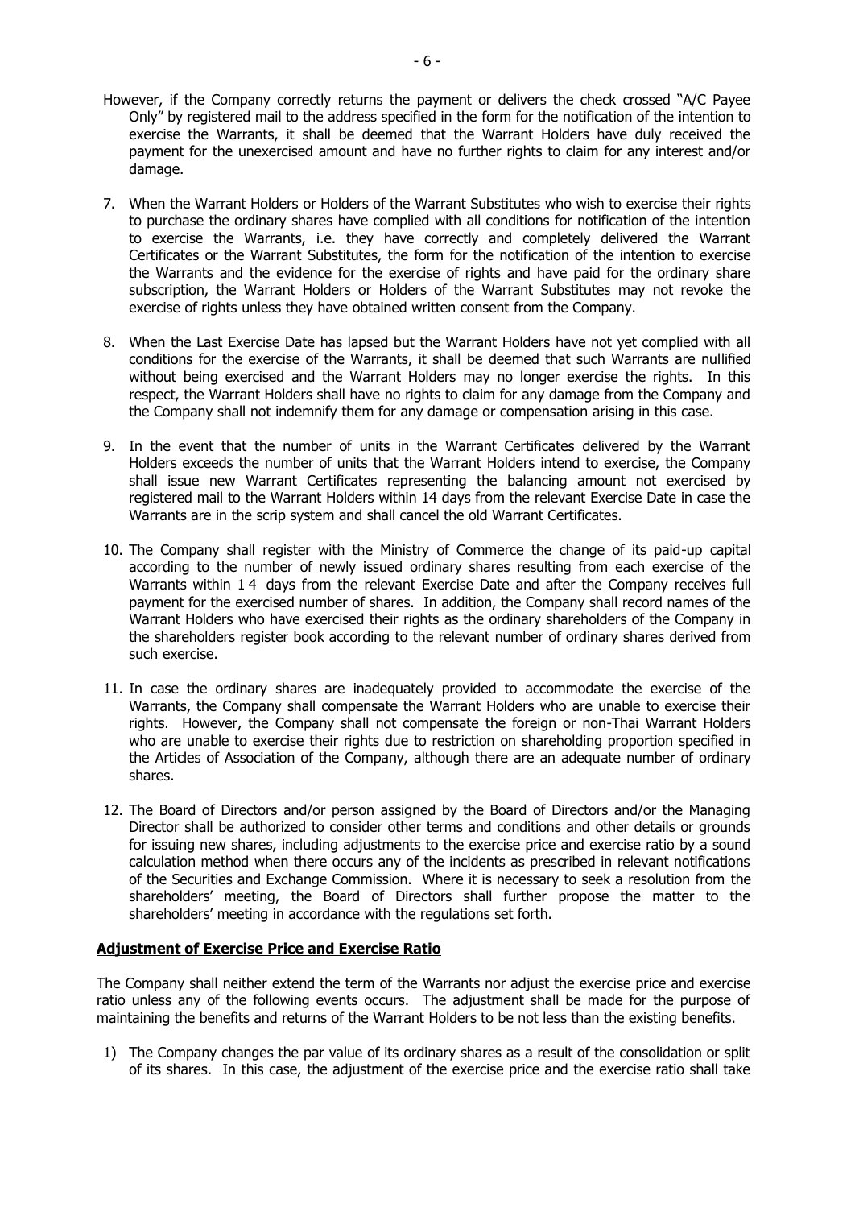However, if the Company correctly returns the payment or delivers the check crossed "A/C Payee Only" by registered mail to the address specified in the form for the notification of the intention to exercise the Warrants, it shall be deemed that the Warrant Holders have duly received the payment for the unexercised amount and have no further rights to claim for any interest and/or damage.

7. When the Warrant Holders or Holders of the Warrant Substitutes who wish to exercise their rights to purchase the ordinary shares have complied with all conditions for notification of the intention to exercise the Warrants, i.e. they have correctly and completely delivered the Warrant Certificates or the Warrant Substitutes, the form for the notification of the intention to exercise the Warrants and the evidence for the exercise of rights and have paid for the ordinary share subscription, the Warrant Holders or Holders of the Warrant Substitutes may not revoke the exercise of rights unless they have obtained written consent from the Company.

8. When the Last Exercise Date has lapsed but the Warrant Holders have not yet complied with all conditions for the exercise of the Warrants, it shall be deemed that such Warrants are nullified without being exercised and the Warrant Holders may no longer exercise the rights. In this respect, the Warrant Holders shall have no rights to claim for any damage from the Company and the Company shall not indemnify them for any damage or compensation arising in this case.

9. In the event that the number of units in the Warrant Certificates delivered by the Warrant Holders exceeds the number of units that the Warrant Holders intend to exercise, the Company shall issue new Warrant Certificates representing the balancing amount not exercised by registered mail to the Warrant Holders within 14 days from the relevant Exercise Date in case the Warrants are in the scrip system and shall cancel the old Warrant Certificates.

10. The Company shall register with the Ministry of Commerce the change of its paid-up capital according to the number of newly issued ordinary shares resulting from each exercise of the Warrants within 14 days from the relevant Exercise Date and after the Company receives full payment for the exercised number of shares. In addition, the Company shall record names of the Warrant Holders who have exercised their rights as the ordinary shareholders of the Company in the shareholders register book according to the relevant number of ordinary shares derived from such exercise.

11. In case the ordinary shares are inadequately provided to accommodate the exercise of the Warrants, the Company shall compensate the Warrant Holders who are unable to exercise their rights. However, the Company shall not compensate the foreign or non-Thai Warrant Holders who are unable to exercise their rights due to restriction on shareholding proportion specified in the Articles of Association of the Company, although there are an adequate number of ordinary shares.

12. The Board of Directors and/or person assigned by the Board of Directors and/or the Managing Director shall be authorized to consider other terms and conditions and other details or grounds for issuing new shares, including adjustments to the exercise price and exercise ratio by a sound calculation method when there occurs any of the incidents as prescribed in relevant notifications of the Securities and Exchange Commission. Where it is necessary to seek a resolution from the shareholders' meeting, the Board of Directors shall further propose the matter to the shareholders' meeting in accordance with the regulations set forth.

**Adjustment of Exercise Price and Exercise Ratio**

The Company shall neither extend the term of the Warrants nor adjust the exercise price and exercise ratio unless any of the following events occurs. The adjustment shall be made for the purpose of maintaining the benefits and returns of the Warrant Holders to be not less than the existing benefits.

1) The Company changes the par value of its ordinary shares as a result of the consolidation or split of its shares. In this case, the adjustment of the exercise price and the exercise ratio shall take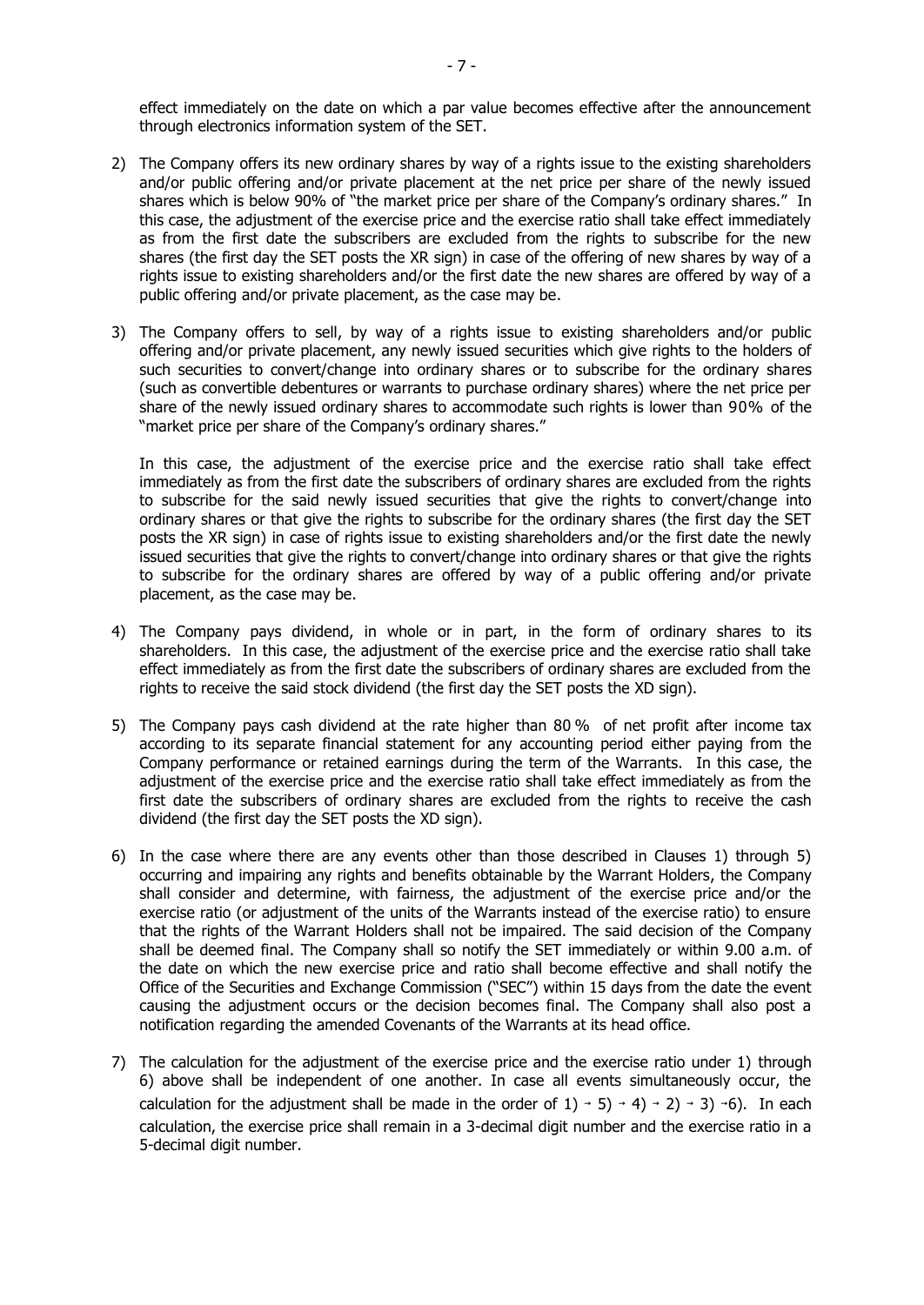effect immediately on the date on which a par value becomes effective after the announcement through electronics information system of the SET.

2) The Company offers its new ordinary shares by way of a rights issue to the existing shareholders and/or public offering and/or private placement at the net price per share of the newly issued shares which is below 90% of "the market price per share of the Company's ordinary shares." In this case, the adjustment of the exercise price and the exercise ratio shall take effect immediately as from the first date the subscribers are excluded from the rights to subscribe for the new shares (the first day the SET posts the XR sign) in case of the offering of new shares by way of a rights issue to existing shareholders and/or the first date the new shares are offered by way of a public offering and/or private placement, as the case may be.

3) The Company offers to sell, by way of a rights issue to existing shareholders and/or public offering and/or private placement, any newly issued securities which give rights to the holders of such securities to convert/change into ordinary shares or to subscribe for the ordinary shares (such as convertible debentures or warrants to purchase ordinary shares) where the net price per share of the newly issued ordinary shares to accommodate such rights is lower than 90% of the "market price per share of the Company's ordinary shares."

   In this case, the adjustment of the exercise price and the exercise ratio shall take effect immediately as from the first date the subscribers of ordinary shares are excluded from the rights to subscribe for the said newly issued securities that give the rights to convert/change into ordinary shares or that give the rights to subscribe for the ordinary shares (the first day the SET posts the XR sign) in case of rights issue to existing shareholders and/or the first date the newly issued securities that give the rights to convert/change into ordinary shares or that give the rights to subscribe for the ordinary shares are offered by way of a public offering and/or private placement, as the case may be.

4) The Company pays dividend, in whole or in part, in the form of ordinary shares to its shareholders. In this case, the adjustment of the exercise price and the exercise ratio shall take effect immediately as from the first date the subscribers of ordinary shares are excluded from the rights to receive the said stock dividend (the first day the SET posts the XD sign).

5) The Company pays cash dividend at the rate higher than 80 % of net profit after income tax according to its separate financial statement for any accounting period either paying from the Company performance or retained earnings during the term of the Warrants. In this case, the adjustment of the exercise price and the exercise ratio shall take effect immediately as from the first date the subscribers of ordinary shares are excluded from the rights to receive the cash dividend (the first day the SET posts the XD sign).

6) In the case where there are any events other than those described in Clauses 1) through 5) occurring and impairing any rights and benefits obtainable by the Warrant Holders, the Company shall consider and determine, with fairness, the adjustment of the exercise price and/or the exercise ratio (or adjustment of the units of the Warrants instead of the exercise ratio) to ensure that the rights of the Warrant Holders shall not be impaired. The said decision of the Company shall be deemed final. The Company shall so notify the SET immediately or within 9.00 a.m. of the date on which the new exercise price and ratio shall become effective and shall notify the Office of the Securities and Exchange Commission ("SEC") within 15 days from the date the event causing the adjustment occurs or the decision becomes final. The Company shall also post a notification regarding the amended Covenants of the Warrants at its head office.

7) The calculation for the adjustment of the exercise price and the exercise ratio under 1) through 6) above shall be independent of one another. In case all events simultaneously occur, the calculation for the adjustment shall be made in the order of 1) → 5) → 4) → 2) → 3) →6). In each calculation, the exercise price shall remain in a 3-decimal digit number and the exercise ratio in a 5-decimal digit number.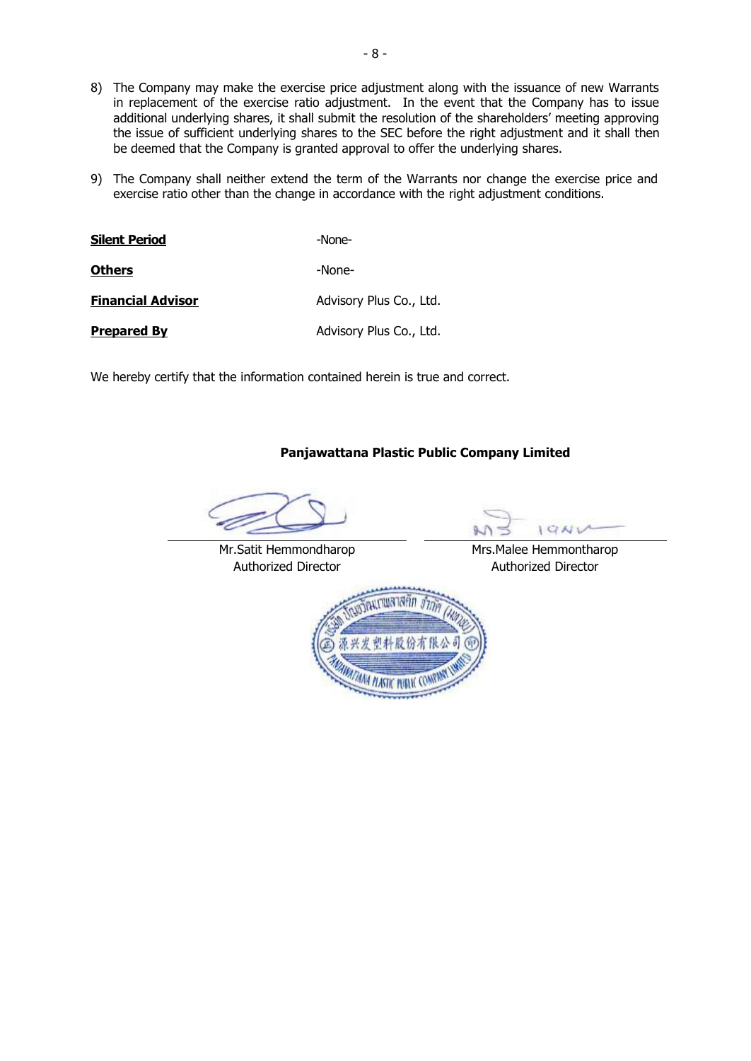8) The Company may make the exercise price adjustment along with the issuance of new Warrants in replacement of the exercise ratio adjustment. In the event that the Company has to issue additional underlying shares, it shall submit the resolution of the shareholders' meeting approving the issue of sufficient underlying shares to the SEC before the right adjustment and it shall then be deemed that the Company is granted approval to offer the underlying shares.

9) The Company shall neither extend the term of the Warrants nor change the exercise price and exercise ratio other than the change in accordance with the right adjustment conditions.

| | |
|---|---|
| **Silent Period** | -None- |
| **Others** | -None- |
| **Financial Advisor** | Advisory Plus Co., Ltd. |
| **Prepared By** | Advisory Plus Co., Ltd. |

We hereby certify that the information contained herein is true and correct.

**Panjawattana Plastic Public Company Limited**

| | |
|---|---|
| Mr.Satit Hemmondharop | Mrs.Malee Hemmontharop |
| Authorized Director | Authorized Director |